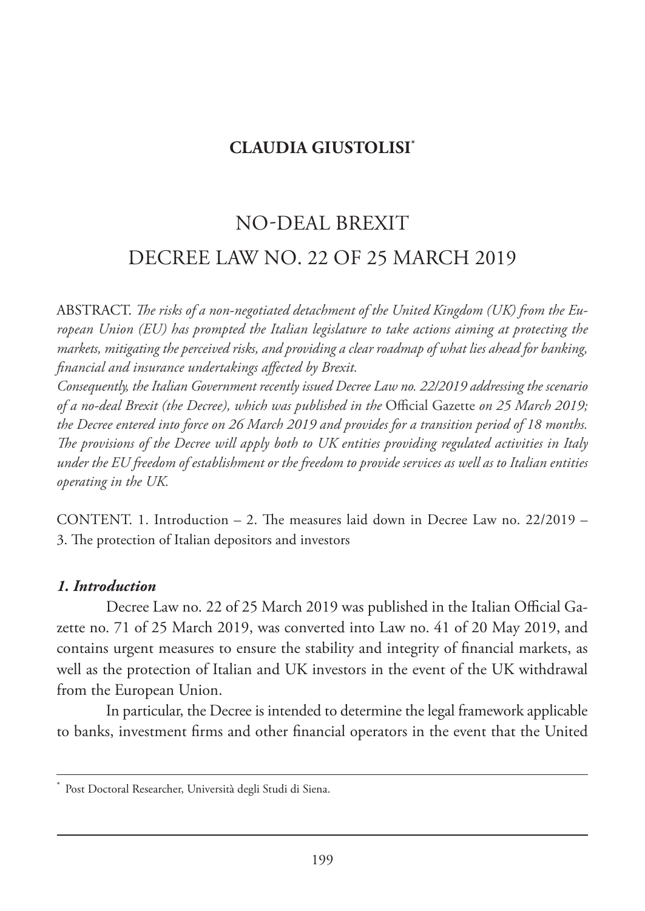**CLAUDIA GIUSTOLISI**[*]

# NO-DEAL BREXIT
# DECREE LAW NO. 22 OF 25 MARCH 2019

ABSTRACT. *The risks of a non-negotiated detachment of the United Kingdom (UK) from the European Union (EU) has prompted the Italian legislature to take actions aiming at protecting the markets, mitigating the perceived risks, and providing a clear roadmap of what lies ahead for banking, financial and insurance undertakings affected by Brexit.*

*Consequently, the Italian Government recently issued Decree Law no. 22/2019 addressing the scenario of a no-deal Brexit (the Decree), which was published in the* Official Gazette *on 25 March 2019; the Decree entered into force on 26 March 2019 and provides for a transition period of 18 months. The provisions of the Decree will apply both to UK entities providing regulated activities in Italy under the EU freedom of establishment or the freedom to provide services as well as to Italian entities operating in the UK.*

CONTENT. 1. Introduction – 2. The measures laid down in Decree Law no. 22/2019 – 3. The protection of Italian depositors and investors

### *1. Introduction*

Decree Law no. 22 of 25 March 2019 was published in the Italian Official Gazette no. 71 of 25 March 2019, was converted into Law no. 41 of 20 May 2019, and contains urgent measures to ensure the stability and integrity of financial markets, as well as the protection of Italian and UK investors in the event of the UK withdrawal from the European Union.

In particular, the Decree is intended to determine the legal framework applicable to banks, investment firms and other financial operators in the event that the United

---

[*] Post Doctoral Researcher, Università degli Studi di Siena.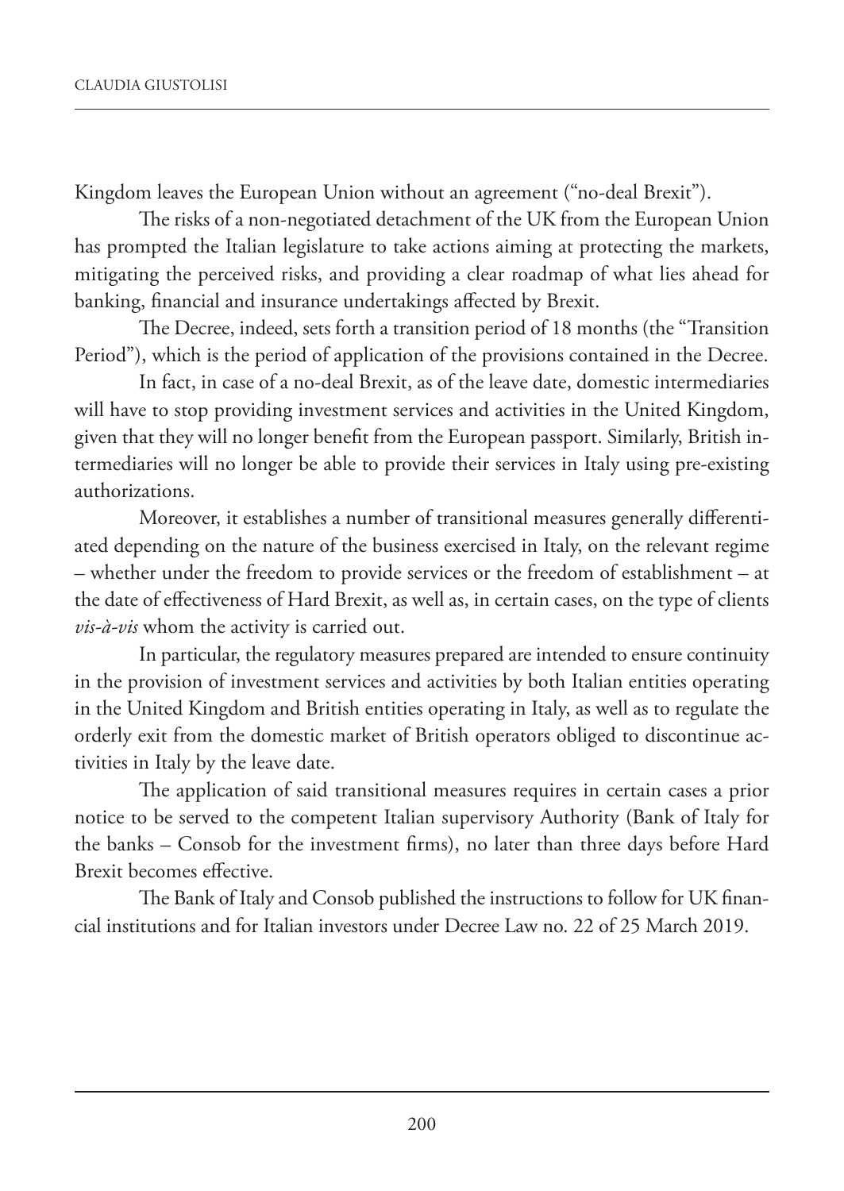Kingdom leaves the European Union without an agreement ("no-deal Brexit").

The risks of a non-negotiated detachment of the UK from the European Union has prompted the Italian legislature to take actions aiming at protecting the markets, mitigating the perceived risks, and providing a clear roadmap of what lies ahead for banking, financial and insurance undertakings affected by Brexit.

The Decree, indeed, sets forth a transition period of 18 months (the "Transition Period"), which is the period of application of the provisions contained in the Decree.

In fact, in case of a no-deal Brexit, as of the leave date, domestic intermediaries will have to stop providing investment services and activities in the United Kingdom, given that they will no longer benefit from the European passport. Similarly, British intermediaries will no longer be able to provide their services in Italy using pre-existing authorizations.

Moreover, it establishes a number of transitional measures generally differentiated depending on the nature of the business exercised in Italy, on the relevant regime – whether under the freedom to provide services or the freedom of establishment – at the date of effectiveness of Hard Brexit, as well as, in certain cases, on the type of clients *vis-à-vis* whom the activity is carried out.

In particular, the regulatory measures prepared are intended to ensure continuity in the provision of investment services and activities by both Italian entities operating in the United Kingdom and British entities operating in Italy, as well as to regulate the orderly exit from the domestic market of British operators obliged to discontinue activities in Italy by the leave date.

The application of said transitional measures requires in certain cases a prior notice to be served to the competent Italian supervisory Authority (Bank of Italy for the banks – Consob for the investment firms), no later than three days before Hard Brexit becomes effective.

The Bank of Italy and Consob published the instructions to follow for UK financial institutions and for Italian investors under Decree Law no. 22 of 25 March 2019.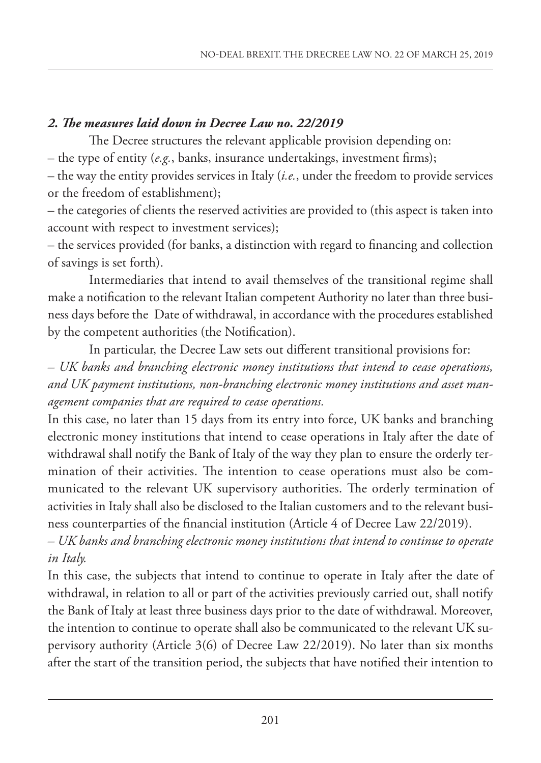### *2. The measures laid down in Decree Law no. 22/2019*

The Decree structures the relevant applicable provision depending on:

– the type of entity (*e.g.*, banks, insurance undertakings, investment firms);

– the way the entity provides services in Italy (*i.e.*, under the freedom to provide services or the freedom of establishment);

– the categories of clients the reserved activities are provided to (this aspect is taken into account with respect to investment services);

– the services provided (for banks, a distinction with regard to financing and collection of savings is set forth).

Intermediaries that intend to avail themselves of the transitional regime shall make a notification to the relevant Italian competent Authority no later than three business days before the Date of withdrawal, in accordance with the procedures established by the competent authorities (the Notification).

In particular, the Decree Law sets out different transitional provisions for:

– *UK banks and branching electronic money institutions that intend to cease operations, and UK payment institutions, non-branching electronic money institutions and asset management companies that are required to cease operations.*

In this case, no later than 15 days from its entry into force, UK banks and branching electronic money institutions that intend to cease operations in Italy after the date of withdrawal shall notify the Bank of Italy of the way they plan to ensure the orderly termination of their activities. The intention to cease operations must also be communicated to the relevant UK supervisory authorities. The orderly termination of activities in Italy shall also be disclosed to the Italian customers and to the relevant business counterparties of the financial institution (Article 4 of Decree Law 22/2019).

– *UK banks and branching electronic money institutions that intend to continue to operate in Italy.*

In this case, the subjects that intend to continue to operate in Italy after the date of withdrawal, in relation to all or part of the activities previously carried out, shall notify the Bank of Italy at least three business days prior to the date of withdrawal. Moreover, the intention to continue to operate shall also be communicated to the relevant UK supervisory authority (Article 3(6) of Decree Law 22/2019). No later than six months after the start of the transition period, the subjects that have notified their intention to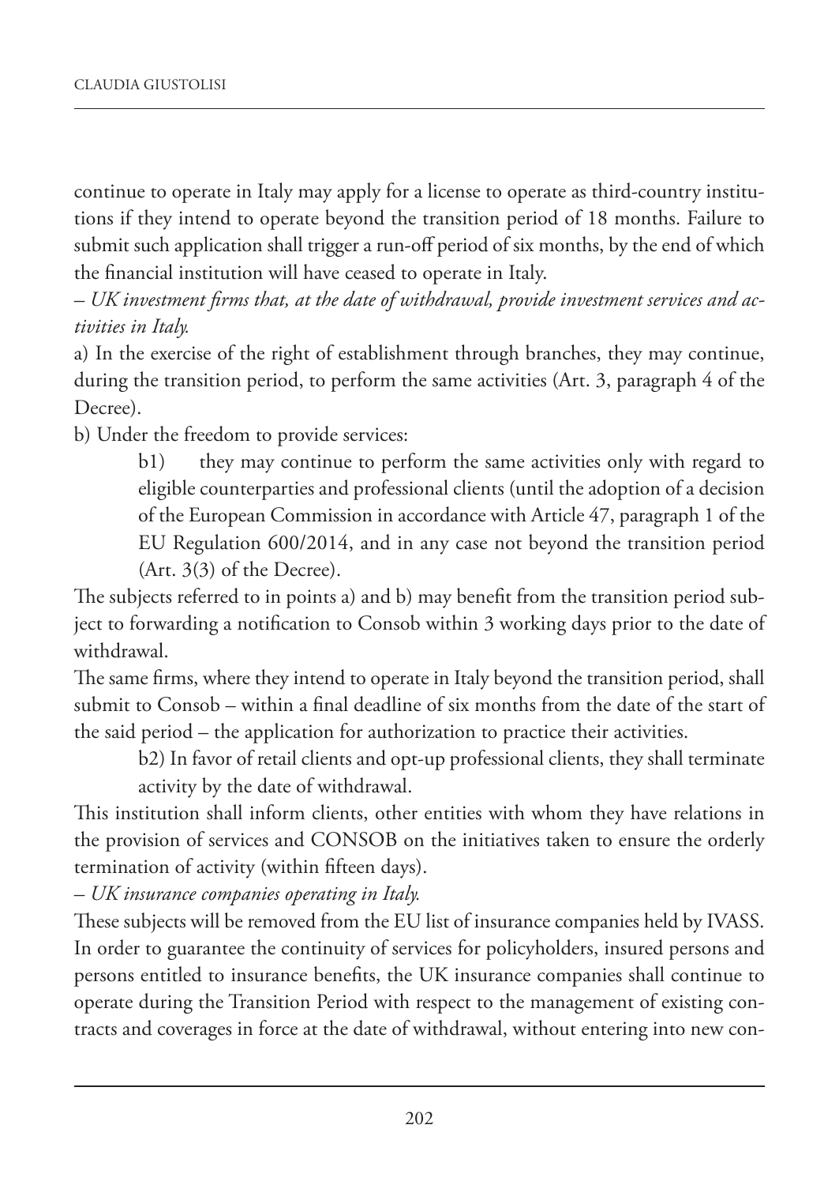continue to operate in Italy may apply for a license to operate as third-country institutions if they intend to operate beyond the transition period of 18 months. Failure to submit such application shall trigger a run-off period of six months, by the end of which the financial institution will have ceased to operate in Italy.

– *UK investment firms that, at the date of withdrawal, provide investment services and activities in Italy.*

a) In the exercise of the right of establishment through branches, they may continue, during the transition period, to perform the same activities (Art. 3, paragraph 4 of the Decree).

b) Under the freedom to provide services:

> b1) they may continue to perform the same activities only with regard to eligible counterparties and professional clients (until the adoption of a decision of the European Commission in accordance with Article 47, paragraph 1 of the EU Regulation 600/2014, and in any case not beyond the transition period (Art. 3(3) of the Decree).

The subjects referred to in points a) and b) may benefit from the transition period subject to forwarding a notification to Consob within 3 working days prior to the date of withdrawal.

The same firms, where they intend to operate in Italy beyond the transition period, shall submit to Consob – within a final deadline of six months from the date of the start of the said period – the application for authorization to practice their activities.

> b2) In favor of retail clients and opt-up professional clients, they shall terminate activity by the date of withdrawal.

This institution shall inform clients, other entities with whom they have relations in the provision of services and CONSOB on the initiatives taken to ensure the orderly termination of activity (within fifteen days).

– *UK insurance companies operating in Italy.*

These subjects will be removed from the EU list of insurance companies held by IVASS. In order to guarantee the continuity of services for policyholders, insured persons and persons entitled to insurance benefits, the UK insurance companies shall continue to operate during the Transition Period with respect to the management of existing contracts and coverages in force at the date of withdrawal, without entering into new con-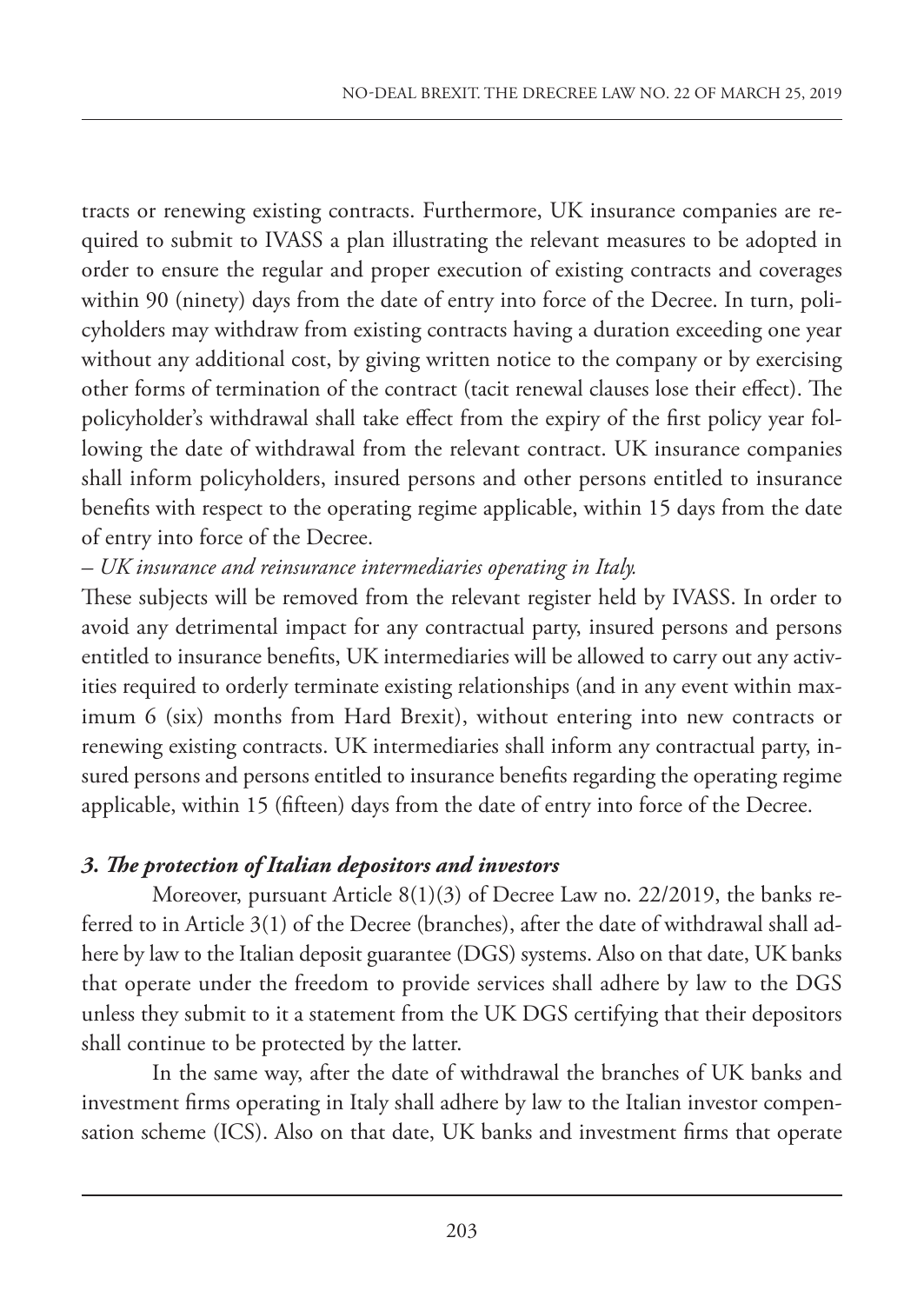tracts or renewing existing contracts. Furthermore, UK insurance companies are required to submit to IVASS a plan illustrating the relevant measures to be adopted in order to ensure the regular and proper execution of existing contracts and coverages within 90 (ninety) days from the date of entry into force of the Decree. In turn, policyholders may withdraw from existing contracts having a duration exceeding one year without any additional cost, by giving written notice to the company or by exercising other forms of termination of the contract (tacit renewal clauses lose their effect). The policyholder's withdrawal shall take effect from the expiry of the first policy year following the date of withdrawal from the relevant contract. UK insurance companies shall inform policyholders, insured persons and other persons entitled to insurance benefits with respect to the operating regime applicable, within 15 days from the date of entry into force of the Decree.

– *UK insurance and reinsurance intermediaries operating in Italy.*

These subjects will be removed from the relevant register held by IVASS. In order to avoid any detrimental impact for any contractual party, insured persons and persons entitled to insurance benefits, UK intermediaries will be allowed to carry out any activities required to orderly terminate existing relationships (and in any event within maximum 6 (six) months from Hard Brexit), without entering into new contracts or renewing existing contracts. UK intermediaries shall inform any contractual party, insured persons and persons entitled to insurance benefits regarding the operating regime applicable, within 15 (fifteen) days from the date of entry into force of the Decree.

### *3. The protection of Italian depositors and investors*

Moreover, pursuant Article 8(1)(3) of Decree Law no. 22/2019, the banks referred to in Article 3(1) of the Decree (branches), after the date of withdrawal shall adhere by law to the Italian deposit guarantee (DGS) systems. Also on that date, UK banks that operate under the freedom to provide services shall adhere by law to the DGS unless they submit to it a statement from the UK DGS certifying that their depositors shall continue to be protected by the latter.

In the same way, after the date of withdrawal the branches of UK banks and investment firms operating in Italy shall adhere by law to the Italian investor compensation scheme (ICS). Also on that date, UK banks and investment firms that operate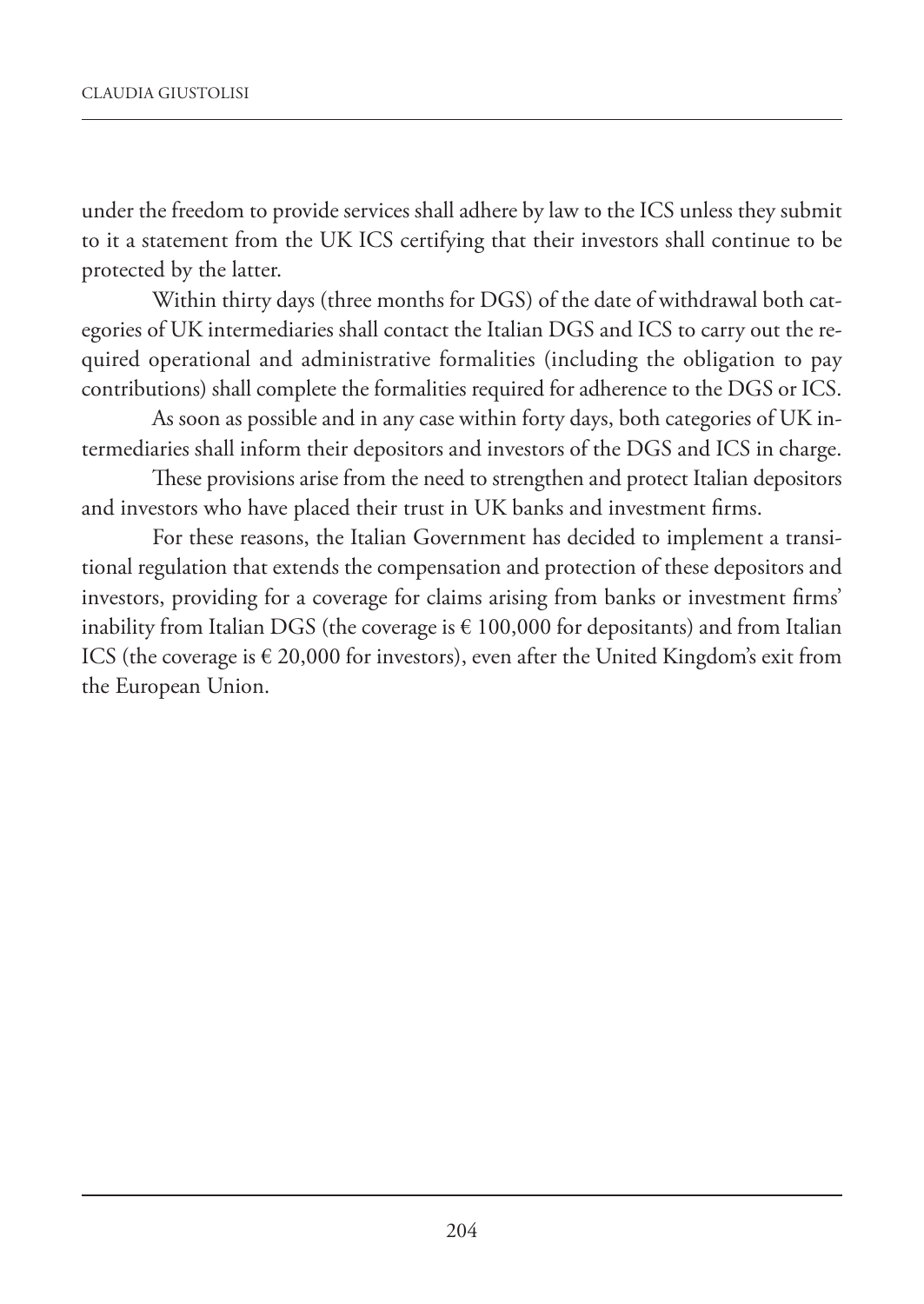under the freedom to provide services shall adhere by law to the ICS unless they submit to it a statement from the UK ICS certifying that their investors shall continue to be protected by the latter.

Within thirty days (three months for DGS) of the date of withdrawal both categories of UK intermediaries shall contact the Italian DGS and ICS to carry out the required operational and administrative formalities (including the obligation to pay contributions) shall complete the formalities required for adherence to the DGS or ICS.

As soon as possible and in any case within forty days, both categories of UK intermediaries shall inform their depositors and investors of the DGS and ICS in charge.

These provisions arise from the need to strengthen and protect Italian depositors and investors who have placed their trust in UK banks and investment firms.

For these reasons, the Italian Government has decided to implement a transitional regulation that extends the compensation and protection of these depositors and investors, providing for a coverage for claims arising from banks or investment firms' inability from Italian DGS (the coverage is € 100,000 for depositants) and from Italian ICS (the coverage is € 20,000 for investors), even after the United Kingdom's exit from the European Union.